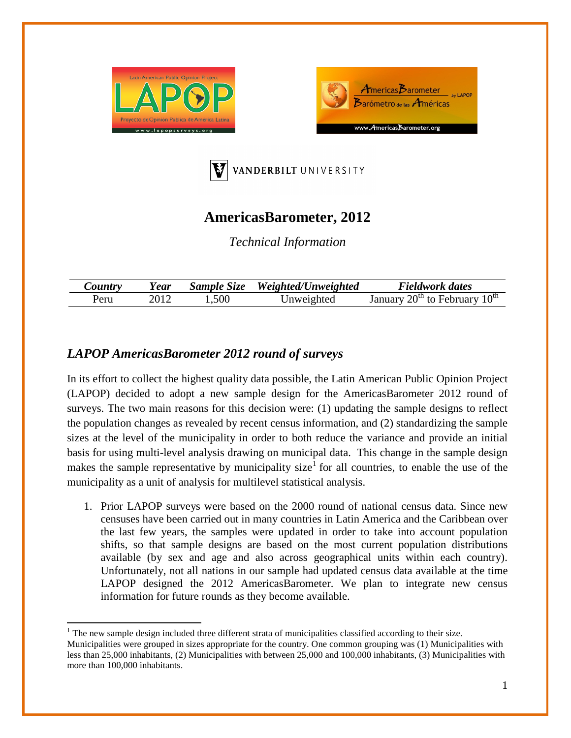# AmericasBarometer, 2012

*Technical Information*

| *Country* | *Year* | *Sample Size* | *Weighted/Unweighted* | *Fieldwork dates* |
|---|---|---|---|---|
| Peru | 2012 | 1,500 | Unweighted | January 20th to February 10th |

## *LAPOP AmericasBarometer 2012 round of surveys*

In its effort to collect the highest quality data possible, the Latin American Public Opinion Project (LAPOP) decided to adopt a new sample design for the AmericasBarometer 2012 round of surveys. The two main reasons for this decision were: (1) updating the sample designs to reflect the population changes as revealed by recent census information, and (2) standardizing the sample sizes at the level of the municipality in order to both reduce the variance and provide an initial basis for using multi-level analysis drawing on municipal data. This change in the sample design makes the sample representative by municipality size[1] for all countries, to enable the use of the municipality as a unit of analysis for multilevel statistical analysis.

1. Prior LAPOP surveys were based on the 2000 round of national census data. Since new censuses have been carried out in many countries in Latin America and the Caribbean over the last few years, the samples were updated in order to take into account population shifts, so that sample designs are based on the most current population distributions available (by sex and age and also across geographical units within each country). Unfortunately, not all nations in our sample had updated census data available at the time LAPOP designed the 2012 AmericasBarometer. We plan to integrate new census information for future rounds as they become available.

[1] The new sample design included three different strata of municipalities classified according to their size. Municipalities were grouped in sizes appropriate for the country. One common grouping was (1) Municipalities with less than 25,000 inhabitants, (2) Municipalities with between 25,000 and 100,000 inhabitants, (3) Municipalities with more than 100,000 inhabitants.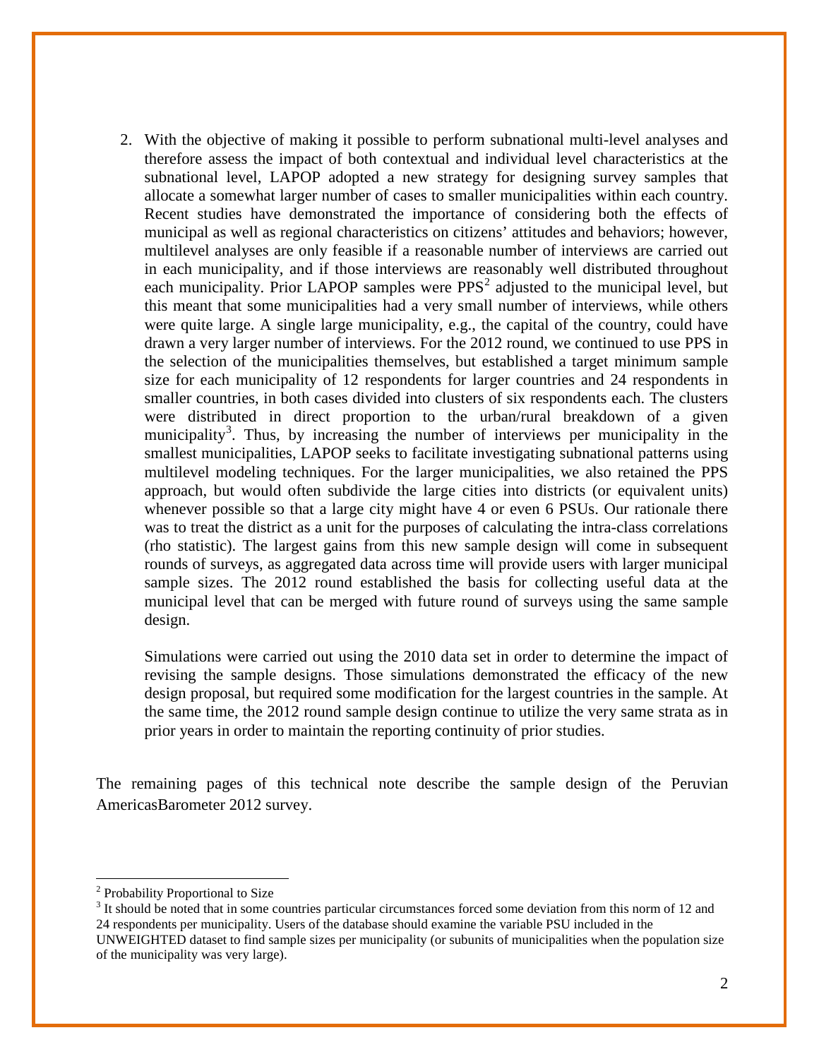2. With the objective of making it possible to perform subnational multi-level analyses and therefore assess the impact of both contextual and individual level characteristics at the subnational level, LAPOP adopted a new strategy for designing survey samples that allocate a somewhat larger number of cases to smaller municipalities within each country. Recent studies have demonstrated the importance of considering both the effects of municipal as well as regional characteristics on citizens' attitudes and behaviors; however, multilevel analyses are only feasible if a reasonable number of interviews are carried out in each municipality, and if those interviews are reasonably well distributed throughout each municipality. Prior LAPOP samples were PPS[2] adjusted to the municipal level, but this meant that some municipalities had a very small number of interviews, while others were quite large. A single large municipality, e.g., the capital of the country, could have drawn a very larger number of interviews. For the 2012 round, we continued to use PPS in the selection of the municipalities themselves, but established a target minimum sample size for each municipality of 12 respondents for larger countries and 24 respondents in smaller countries, in both cases divided into clusters of six respondents each. The clusters were distributed in direct proportion to the urban/rural breakdown of a given municipality[3]. Thus, by increasing the number of interviews per municipality in the smallest municipalities, LAPOP seeks to facilitate investigating subnational patterns using multilevel modeling techniques. For the larger municipalities, we also retained the PPS approach, but would often subdivide the large cities into districts (or equivalent units) whenever possible so that a large city might have 4 or even 6 PSUs. Our rationale there was to treat the district as a unit for the purposes of calculating the intra-class correlations (rho statistic). The largest gains from this new sample design will come in subsequent rounds of surveys, as aggregated data across time will provide users with larger municipal sample sizes. The 2012 round established the basis for collecting useful data at the municipal level that can be merged with future round of surveys using the same sample design.

   Simulations were carried out using the 2010 data set in order to determine the impact of revising the sample designs. Those simulations demonstrated the efficacy of the new design proposal, but required some modification for the largest countries in the sample. At the same time, the 2012 round sample design continue to utilize the very same strata as in prior years in order to maintain the reporting continuity of prior studies.

The remaining pages of this technical note describe the sample design of the Peruvian AmericasBarometer 2012 survey.

---

[2] Probability Proportional to Size

[3] It should be noted that in some countries particular circumstances forced some deviation from this norm of 12 and 24 respondents per municipality. Users of the database should examine the variable PSU included in the UNWEIGHTED dataset to find sample sizes per municipality (or subunits of municipalities when the population size of the municipality was very large).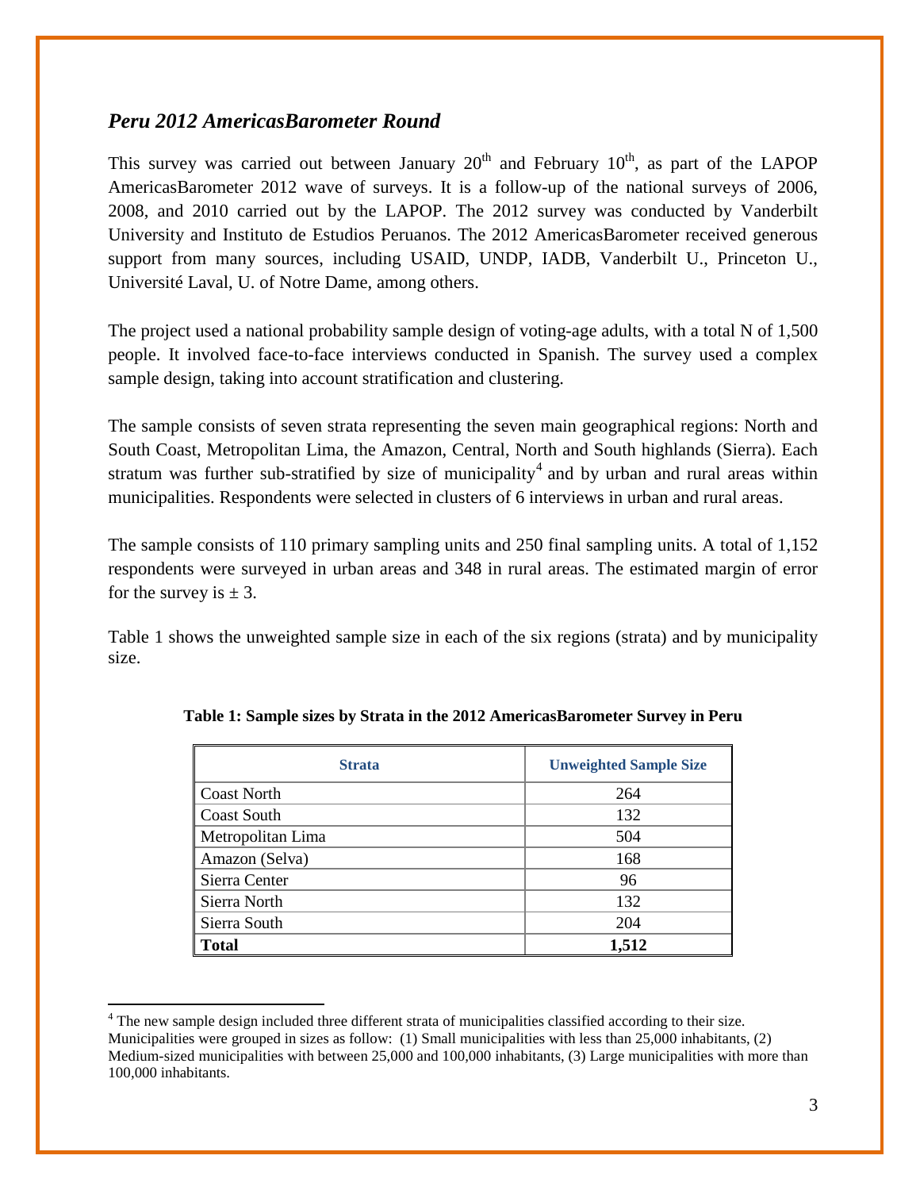## *Peru 2012 AmericasBarometer Round*

This survey was carried out between January 20th and February 10th, as part of the LAPOP AmericasBarometer 2012 wave of surveys. It is a follow-up of the national surveys of 2006, 2008, and 2010 carried out by the LAPOP. The 2012 survey was conducted by Vanderbilt University and Instituto de Estudios Peruanos. The 2012 AmericasBarometer received generous support from many sources, including USAID, UNDP, IADB, Vanderbilt U., Princeton U., Université Laval, U. of Notre Dame, among others.

The project used a national probability sample design of voting-age adults, with a total N of 1,500 people. It involved face-to-face interviews conducted in Spanish. The survey used a complex sample design, taking into account stratification and clustering.

The sample consists of seven strata representing the seven main geographical regions: North and South Coast, Metropolitan Lima, the Amazon, Central, North and South highlands (Sierra). Each stratum was further sub-stratified by size of municipality[4] and by urban and rural areas within municipalities. Respondents were selected in clusters of 6 interviews in urban and rural areas.

The sample consists of 110 primary sampling units and 250 final sampling units. A total of 1,152 respondents were surveyed in urban areas and 348 in rural areas. The estimated margin of error for the survey is ± 3.

Table 1 shows the unweighted sample size in each of the six regions (strata) and by municipality size.

**Table 1: Sample sizes by Strata in the 2012 AmericasBarometer Survey in Peru**

| Strata | Unweighted Sample Size |
|---|---|
| Coast North | 264 |
| Coast South | 132 |
| Metropolitan Lima | 504 |
| Amazon (Selva) | 168 |
| Sierra Center | 96 |
| Sierra North | 132 |
| Sierra South | 204 |
| **Total** | **1,512** |

[4] The new sample design included three different strata of municipalities classified according to their size. Municipalities were grouped in sizes as follow: (1) Small municipalities with less than 25,000 inhabitants, (2) Medium-sized municipalities with between 25,000 and 100,000 inhabitants, (3) Large municipalities with more than 100,000 inhabitants.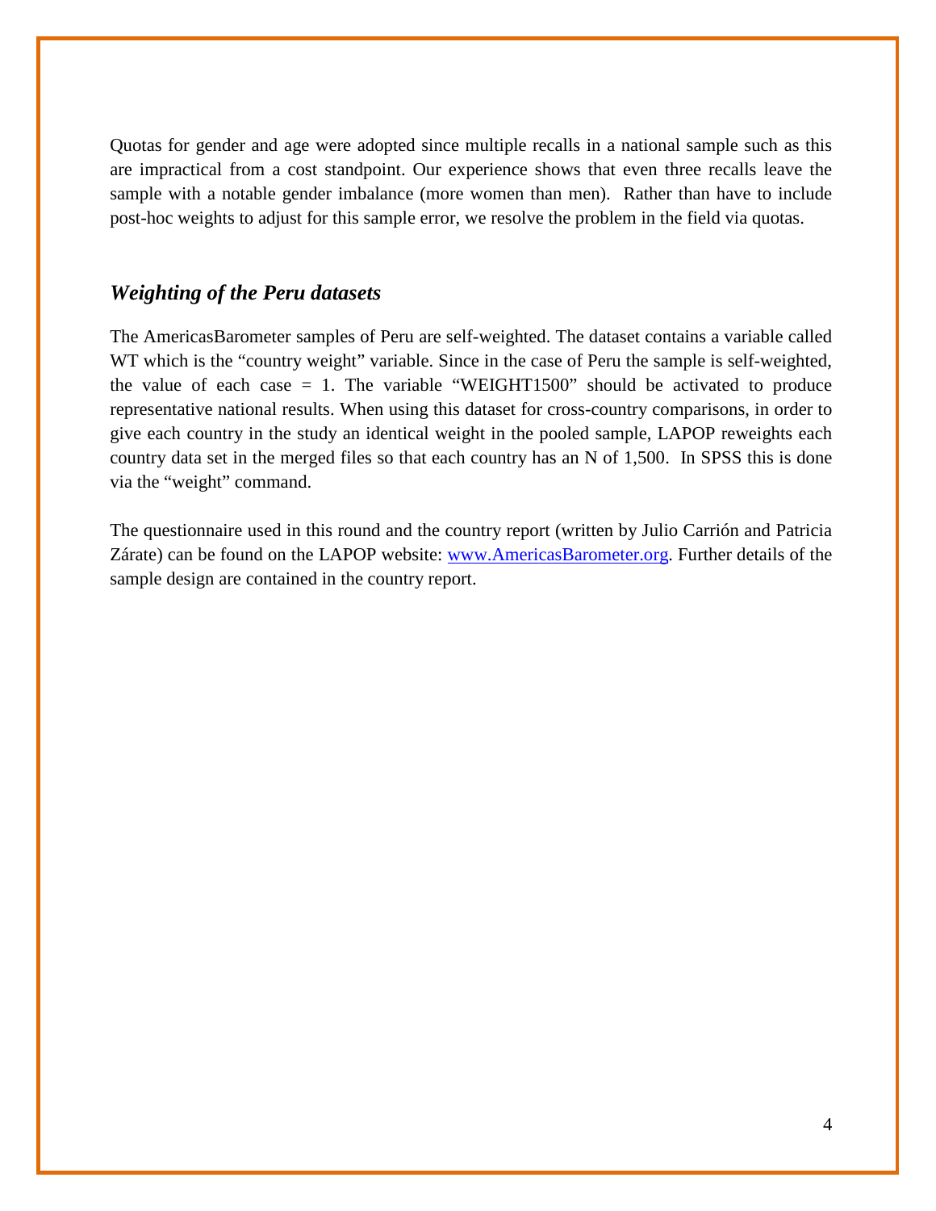Quotas for gender and age were adopted since multiple recalls in a national sample such as this are impractical from a cost standpoint. Our experience shows that even three recalls leave the sample with a notable gender imbalance (more women than men). Rather than have to include post-hoc weights to adjust for this sample error, we resolve the problem in the field via quotas.

## *Weighting of the Peru datasets*

The AmericasBarometer samples of Peru are self-weighted. The dataset contains a variable called WT which is the "country weight" variable. Since in the case of Peru the sample is self-weighted, the value of each case = 1. The variable "WEIGHT1500" should be activated to produce representative national results. When using this dataset for cross-country comparisons, in order to give each country in the study an identical weight in the pooled sample, LAPOP reweights each country data set in the merged files so that each country has an N of 1,500. In SPSS this is done via the "weight" command.

The questionnaire used in this round and the country report (written by Julio Carrión and Patricia Zárate) can be found on the LAPOP website: [www.AmericasBarometer.org](http://www.AmericasBarometer.org). Further details of the sample design are contained in the country report.